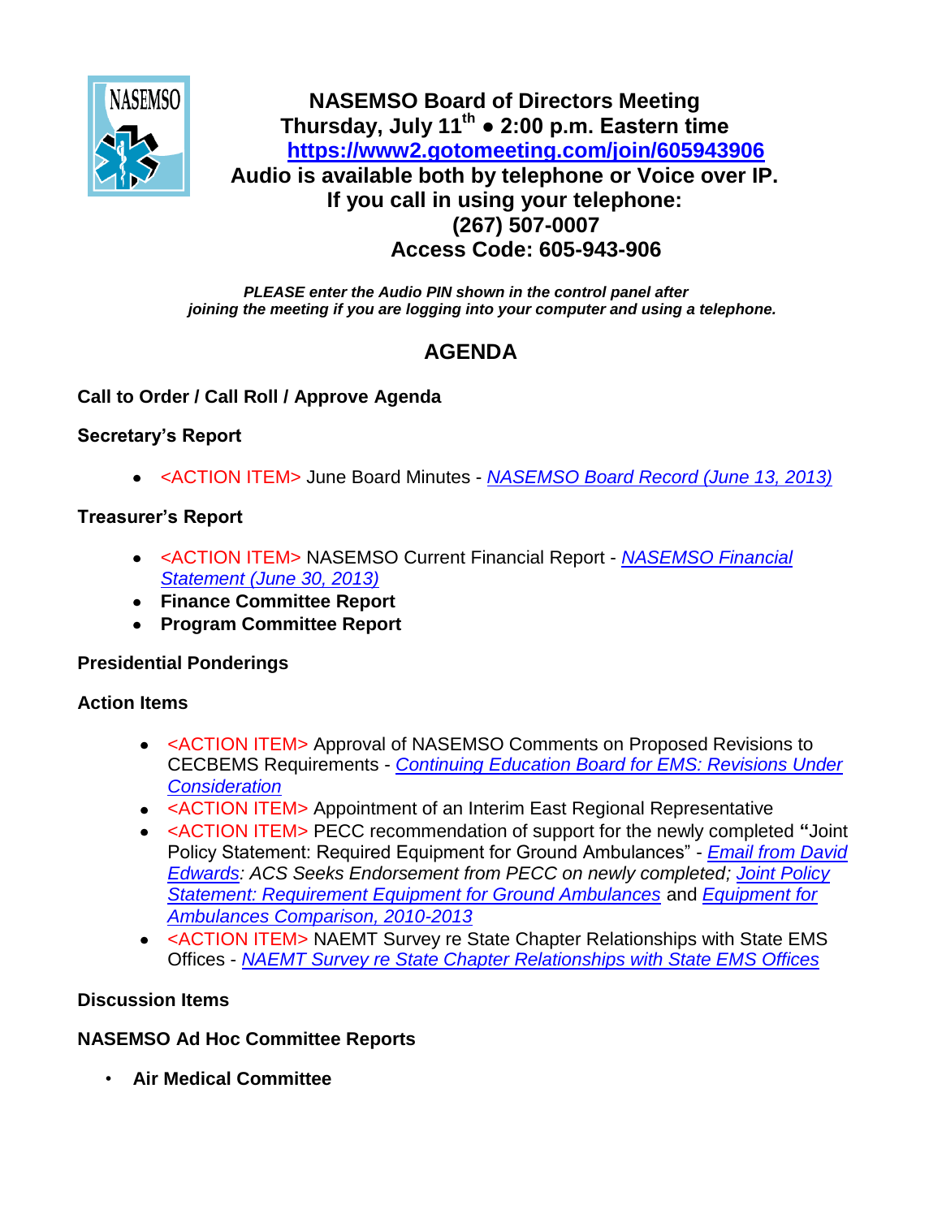# NASEMSO Board of Directors Meeting

**Thursday, July 11th ● 2:00 p.m. Eastern time**

**https://www2.gotomeeting.com/join/605943906**

**Audio is available both by telephone or Voice over IP.**

**If you call in using your telephone:**

**(267) 507-0007**

**Access Code: 605-943-906**

***PLEASE enter the Audio PIN shown in the control panel after joining the meeting if you are logging into your computer and using a telephone.***

## AGENDA

### Call to Order / Call Roll / Approve Agenda

### Secretary's Report

- <ACTION ITEM> June Board Minutes - *NASEMSO Board Record (June 13, 2013)*

### Treasurer's Report

- <ACTION ITEM> NASEMSO Current Financial Report - *NASEMSO Financial Statement (June 30, 2013)*
- **Finance Committee Report**
- **Program Committee Report**

### Presidential Ponderings

### Action Items

- <ACTION ITEM> Approval of NASEMSO Comments on Proposed Revisions to CECBEMS Requirements - *Continuing Education Board for EMS: Revisions Under Consideration*
- <ACTION ITEM> Appointment of an Interim East Regional Representative
- <ACTION ITEM> PECC recommendation of support for the newly completed **"**Joint Policy Statement: Required Equipment for Ground Ambulances" - *Email from David Edwards: ACS Seeks Endorsement from PECC on newly completed; Joint Policy Statement: Requirement Equipment for Ground Ambulances* and *Equipment for Ambulances Comparison, 2010-2013*
- <ACTION ITEM> NAEMT Survey re State Chapter Relationships with State EMS Offices - *NAEMT Survey re State Chapter Relationships with State EMS Offices*

### Discussion Items

### NASEMSO Ad Hoc Committee Reports

- **Air Medical Committee**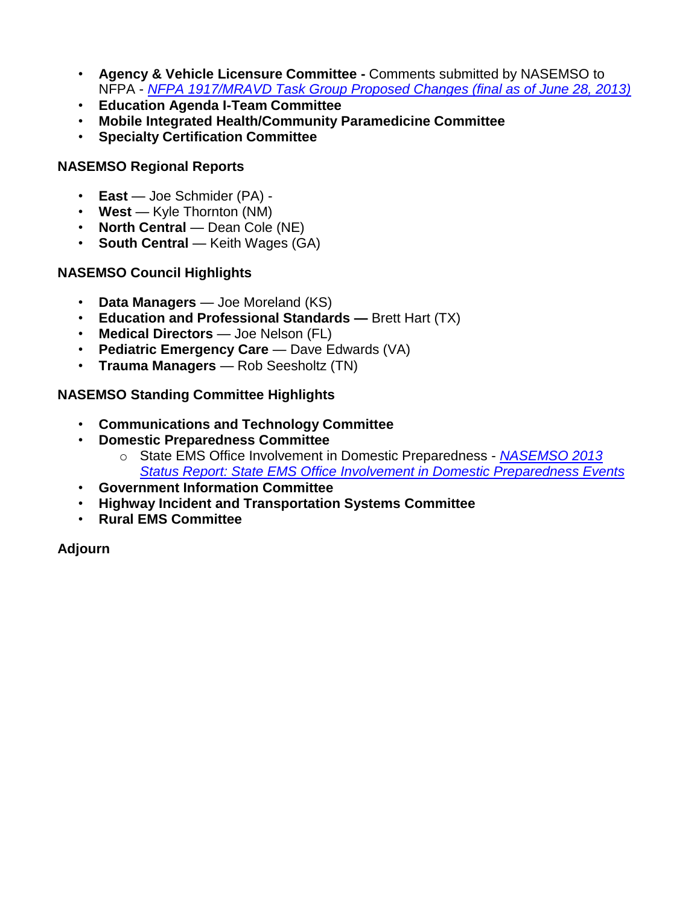- **Agency & Vehicle Licensure Committee -** Comments submitted by NASEMSO to NFPA - *NFPA 1917/MRAVD Task Group Proposed Changes (final as of June 28, 2013)*
- **Education Agenda I-Team Committee**
- **Mobile Integrated Health/Community Paramedicine Committee**
- **Specialty Certification Committee**

**NASEMSO Regional Reports**

- **East** — Joe Schmider (PA) -
- **West** — Kyle Thornton (NM)
- **North Central** — Dean Cole (NE)
- **South Central** — Keith Wages (GA)

**NASEMSO Council Highlights**

- **Data Managers** — Joe Moreland (KS)
- **Education and Professional Standards —** Brett Hart (TX)
- **Medical Directors** — Joe Nelson (FL)
- **Pediatric Emergency Care** — Dave Edwards (VA)
- **Trauma Managers** — Rob Seesholtz (TN)

**NASEMSO Standing Committee Highlights**

- **Communications and Technology Committee**
- **Domestic Preparedness Committee**
  - State EMS Office Involvement in Domestic Preparedness - *NASEMSO 2013 Status Report: State EMS Office Involvement in Domestic Preparedness Events*
- **Government Information Committee**
- **Highway Incident and Transportation Systems Committee**
- **Rural EMS Committee**

**Adjourn**